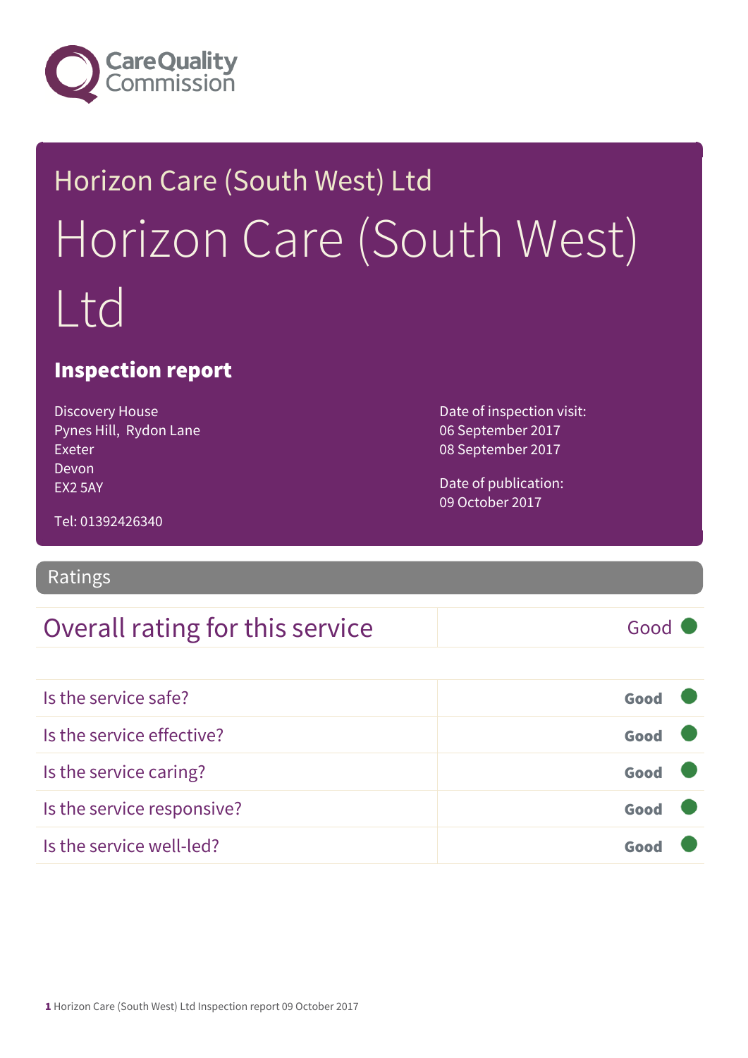Care Quality Commission

Horizon Care (South West) Ltd

# Horizon Care (South West) Ltd

## Inspection report

Discovery House
Pynes Hill, Rydon Lane
Exeter
Devon
EX2 5AY

Tel: 01392426340

Date of inspection visit:
06 September 2017
08 September 2017

Date of publication:
09 October 2017

## Ratings

| Overall rating for this service | Good |
|---|---|
| Is the service safe? | Good |
| Is the service effective? | Good |
| Is the service caring? | Good |
| Is the service responsive? | Good |
| Is the service well-led? | Good |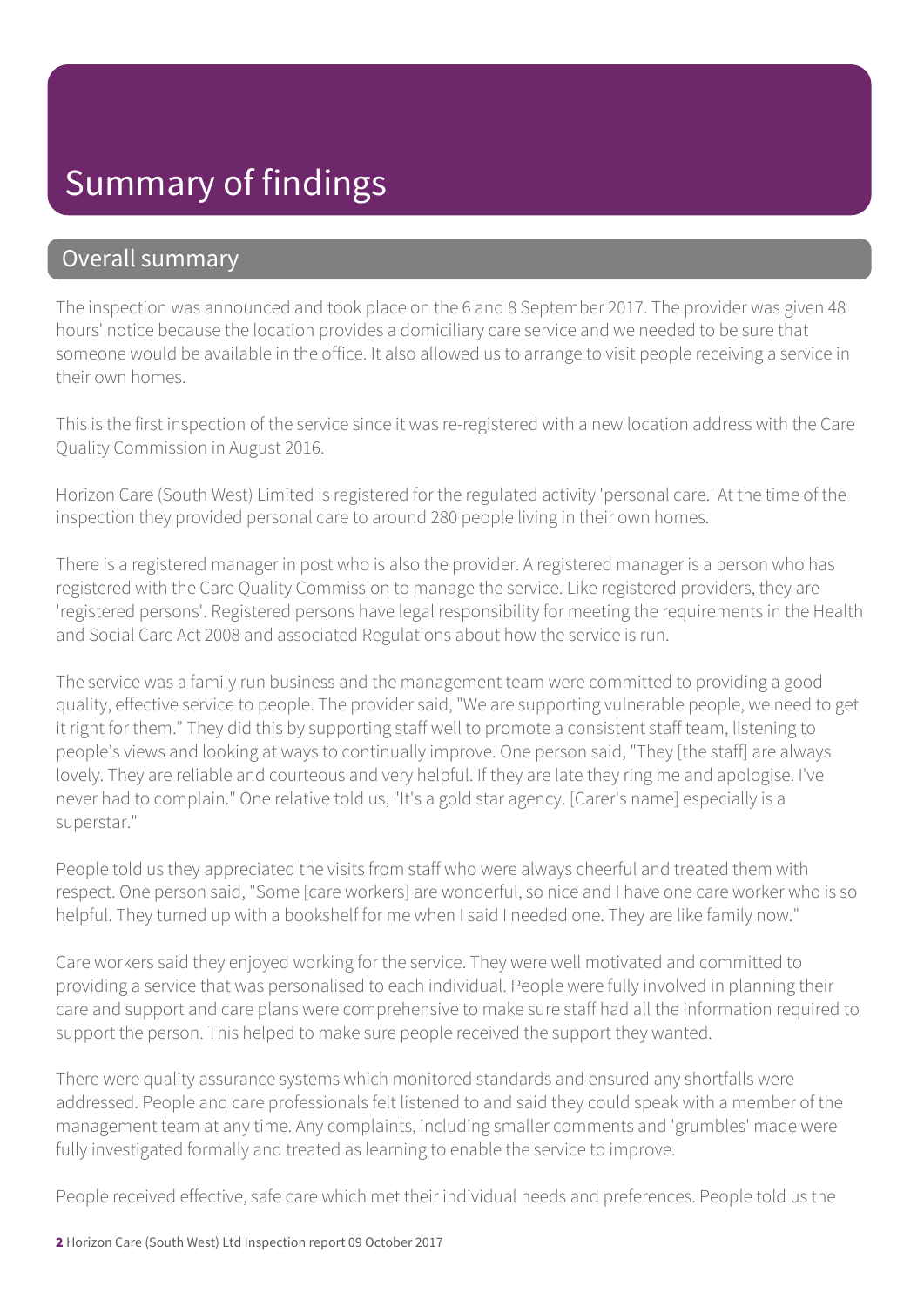# Summary of findings

## Overall summary

The inspection was announced and took place on the 6 and 8 September 2017. The provider was given 48 hours' notice because the location provides a domiciliary care service and we needed to be sure that someone would be available in the office. It also allowed us to arrange to visit people receiving a service in their own homes.

This is the first inspection of the service since it was re-registered with a new location address with the Care Quality Commission in August 2016.

Horizon Care (South West) Limited is registered for the regulated activity 'personal care.' At the time of the inspection they provided personal care to around 280 people living in their own homes.

There is a registered manager in post who is also the provider. A registered manager is a person who has registered with the Care Quality Commission to manage the service. Like registered providers, they are 'registered persons'. Registered persons have legal responsibility for meeting the requirements in the Health and Social Care Act 2008 and associated Regulations about how the service is run.

The service was a family run business and the management team were committed to providing a good quality, effective service to people. The provider said, "We are supporting vulnerable people, we need to get it right for them." They did this by supporting staff well to promote a consistent staff team, listening to people's views and looking at ways to continually improve. One person said, "They [the staff] are always lovely. They are reliable and courteous and very helpful. If they are late they ring me and apologise. I've never had to complain." One relative told us, "It's a gold star agency. [Carer's name] especially is a superstar."

People told us they appreciated the visits from staff who were always cheerful and treated them with respect. One person said, "Some [care workers] are wonderful, so nice and I have one care worker who is so helpful. They turned up with a bookshelf for me when I said I needed one. They are like family now."

Care workers said they enjoyed working for the service. They were well motivated and committed to providing a service that was personalised to each individual. People were fully involved in planning their care and support and care plans were comprehensive to make sure staff had all the information required to support the person. This helped to make sure people received the support they wanted.

There were quality assurance systems which monitored standards and ensured any shortfalls were addressed. People and care professionals felt listened to and said they could speak with a member of the management team at any time. Any complaints, including smaller comments and 'grumbles' made were fully investigated formally and treated as learning to enable the service to improve.

People received effective, safe care which met their individual needs and preferences. People told us the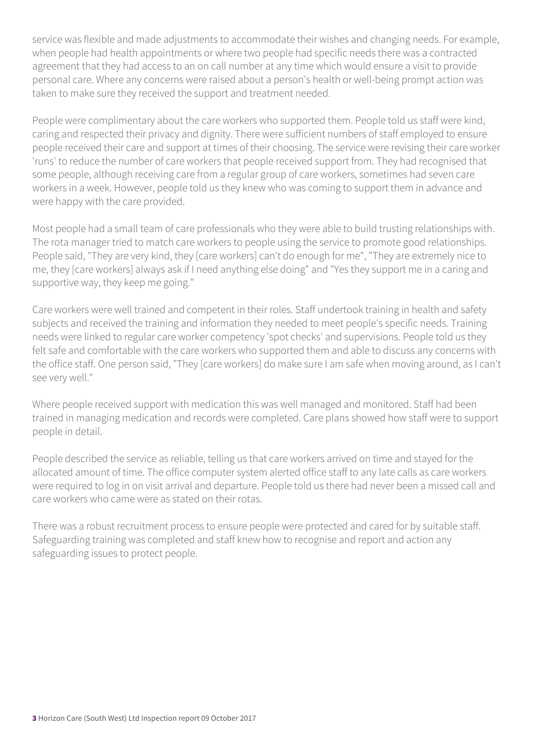service was flexible and made adjustments to accommodate their wishes and changing needs. For example, when people had health appointments or where two people had specific needs there was a contracted agreement that they had access to an on call number at any time which would ensure a visit to provide personal care. Where any concerns were raised about a person's health or well-being prompt action was taken to make sure they received the support and treatment needed.

People were complimentary about the care workers who supported them. People told us staff were kind, caring and respected their privacy and dignity. There were sufficient numbers of staff employed to ensure people received their care and support at times of their choosing. The service were revising their care worker 'runs' to reduce the number of care workers that people received support from. They had recognised that some people, although receiving care from a regular group of care workers, sometimes had seven care workers in a week. However, people told us they knew who was coming to support them in advance and were happy with the care provided.

Most people had a small team of care professionals who they were able to build trusting relationships with. The rota manager tried to match care workers to people using the service to promote good relationships. People said, "They are very kind, they [care workers] can't do enough for me", "They are extremely nice to me, they [care workers] always ask if I need anything else doing" and "Yes they support me in a caring and supportive way, they keep me going."

Care workers were well trained and competent in their roles. Staff undertook training in health and safety subjects and received the training and information they needed to meet people's specific needs. Training needs were linked to regular care worker competency 'spot checks' and supervisions. People told us they felt safe and comfortable with the care workers who supported them and able to discuss any concerns with the office staff. One person said, "They [care workers] do make sure I am safe when moving around, as I can't see very well."

Where people received support with medication this was well managed and monitored. Staff had been trained in managing medication and records were completed. Care plans showed how staff were to support people in detail.

People described the service as reliable, telling us that care workers arrived on time and stayed for the allocated amount of time. The office computer system alerted office staff to any late calls as care workers were required to log in on visit arrival and departure. People told us there had never been a missed call and care workers who came were as stated on their rotas.

There was a robust recruitment process to ensure people were protected and cared for by suitable staff. Safeguarding training was completed and staff knew how to recognise and report and action any safeguarding issues to protect people.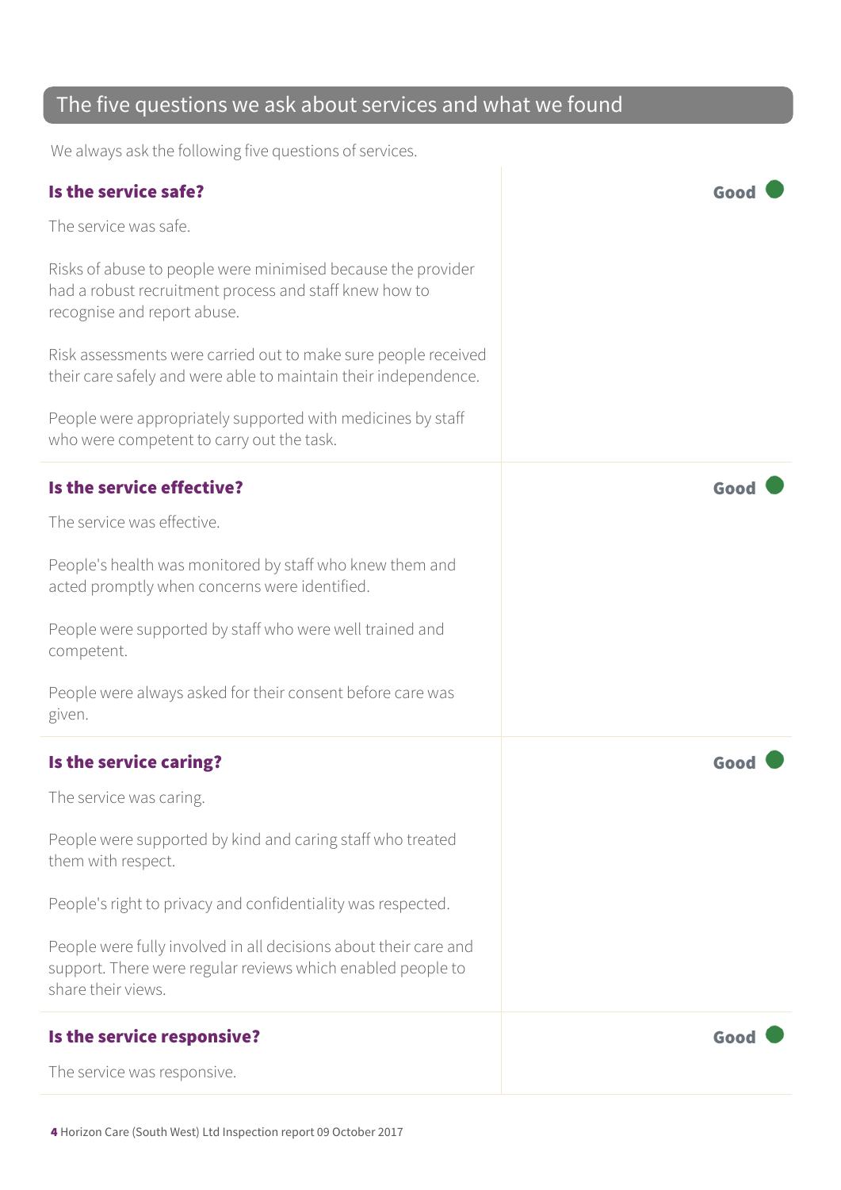## The five questions we ask about services and what we found

We always ask the following five questions of services.

### Is the service safe?

**Good**

The service was safe.

Risks of abuse to people were minimised because the provider had a robust recruitment process and staff knew how to recognise and report abuse.

Risk assessments were carried out to make sure people received their care safely and were able to maintain their independence.

People were appropriately supported with medicines by staff who were competent to carry out the task.

### Is the service effective?

**Good**

The service was effective.

People's health was monitored by staff who knew them and acted promptly when concerns were identified.

People were supported by staff who were well trained and competent.

People were always asked for their consent before care was given.

### Is the service caring?

**Good**

The service was caring.

People were supported by kind and caring staff who treated them with respect.

People's right to privacy and confidentiality was respected.

People were fully involved in all decisions about their care and support. There were regular reviews which enabled people to share their views.

### Is the service responsive?

**Good**

The service was responsive.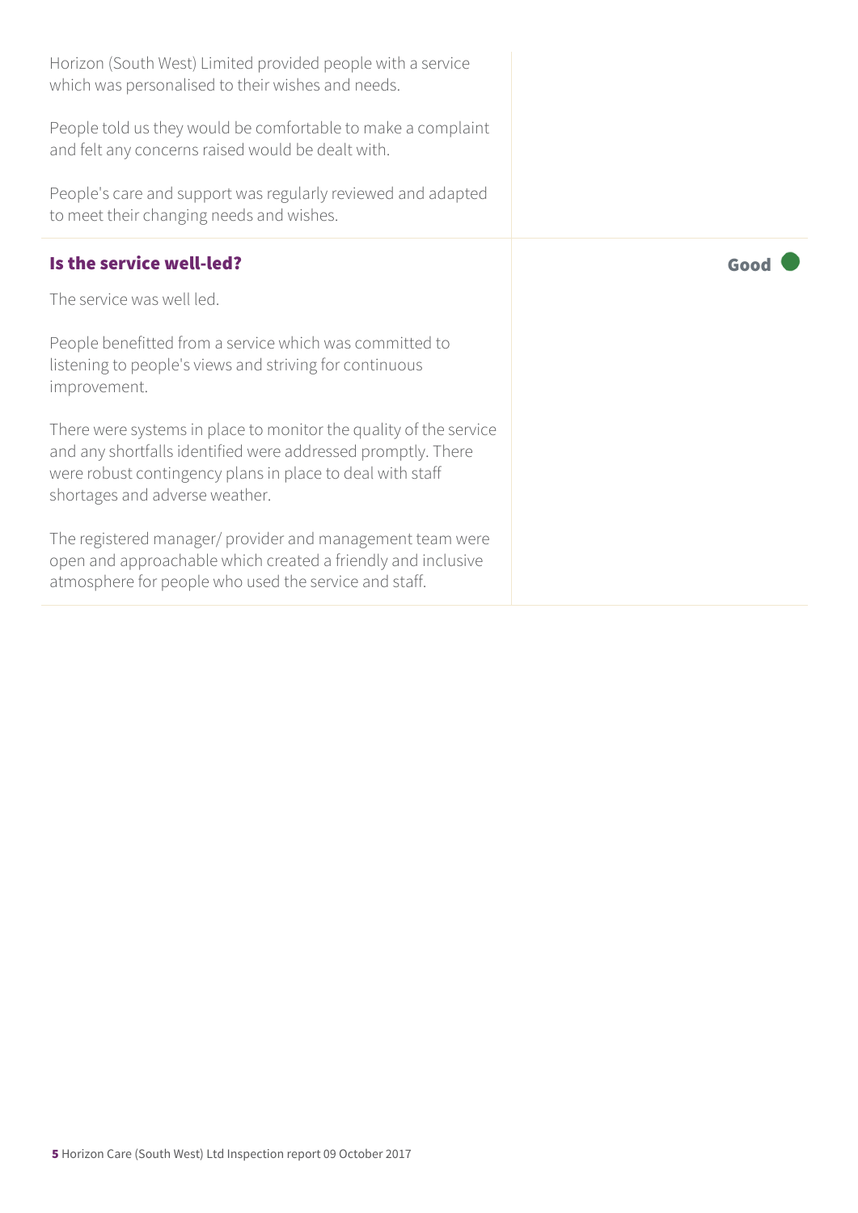Horizon (South West) Limited provided people with a service which was personalised to their wishes and needs.

People told us they would be comfortable to make a complaint and felt any concerns raised would be dealt with.

People's care and support was regularly reviewed and adapted to meet their changing needs and wishes.

### Is the service well-led?

**Good**

The service was well led.

People benefitted from a service which was committed to listening to people's views and striving for continuous improvement.

There were systems in place to monitor the quality of the service and any shortfalls identified were addressed promptly. There were robust contingency plans in place to deal with staff shortages and adverse weather.

The registered manager/ provider and management team were open and approachable which created a friendly and inclusive atmosphere for people who used the service and staff.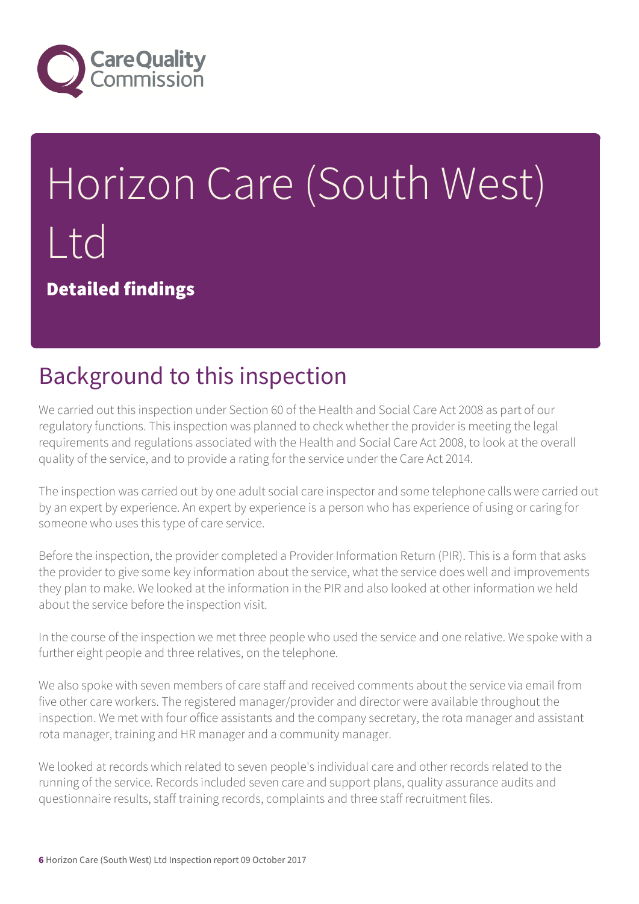# Horizon Care (South West) Ltd

**Detailed findings**

## Background to this inspection

We carried out this inspection under Section 60 of the Health and Social Care Act 2008 as part of our regulatory functions. This inspection was planned to check whether the provider is meeting the legal requirements and regulations associated with the Health and Social Care Act 2008, to look at the overall quality of the service, and to provide a rating for the service under the Care Act 2014.

The inspection was carried out by one adult social care inspector and some telephone calls were carried out by an expert by experience. An expert by experience is a person who has experience of using or caring for someone who uses this type of care service.

Before the inspection, the provider completed a Provider Information Return (PIR). This is a form that asks the provider to give some key information about the service, what the service does well and improvements they plan to make. We looked at the information in the PIR and also looked at other information we held about the service before the inspection visit.

In the course of the inspection we met three people who used the service and one relative. We spoke with a further eight people and three relatives, on the telephone.

We also spoke with seven members of care staff and received comments about the service via email from five other care workers. The registered manager/provider and director were available throughout the inspection. We met with four office assistants and the company secretary, the rota manager and assistant rota manager, training and HR manager and a community manager.

We looked at records which related to seven people's individual care and other records related to the running of the service. Records included seven care and support plans, quality assurance audits and questionnaire results, staff training records, complaints and three staff recruitment files.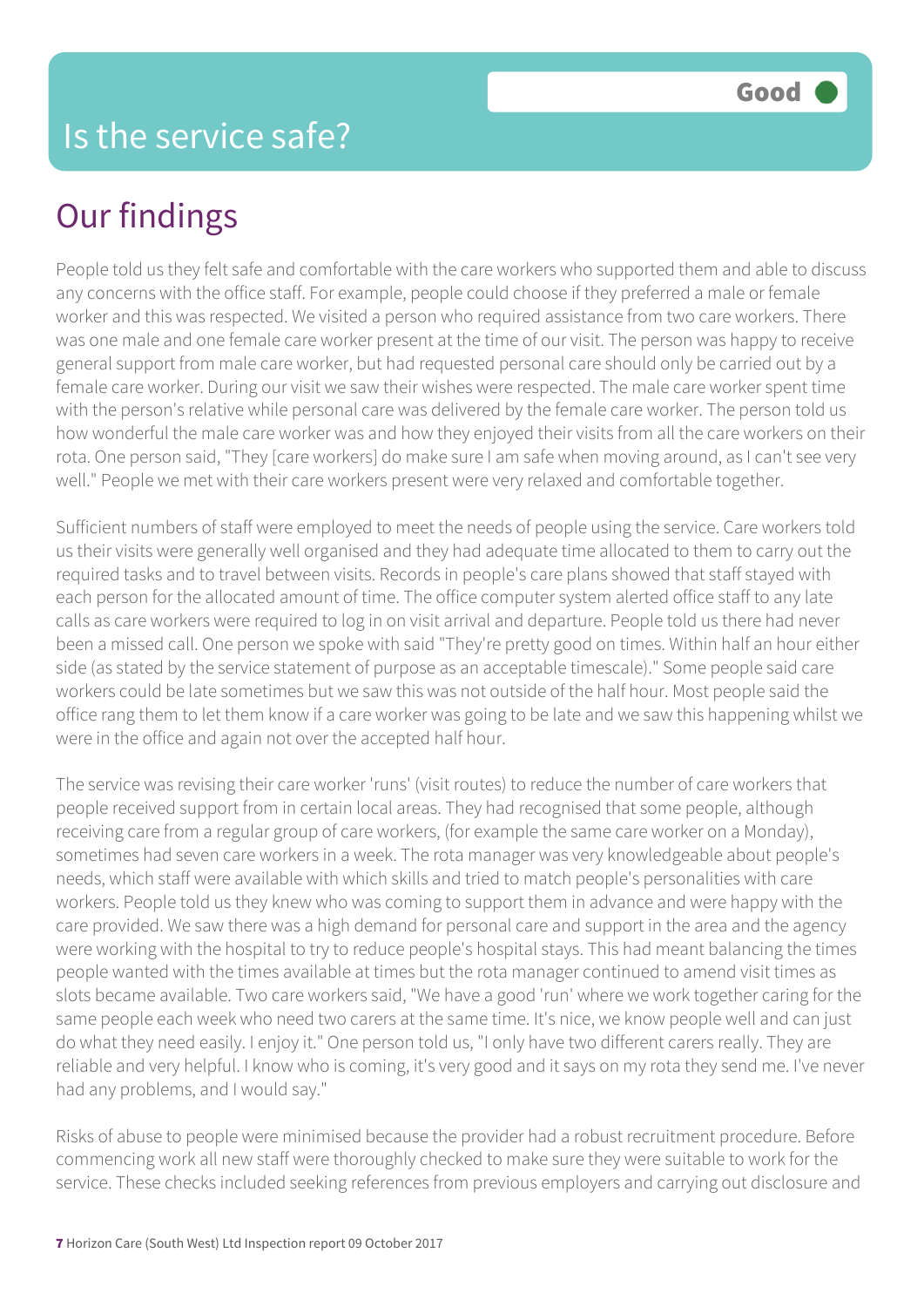# Is the service safe?

**Good**

## Our findings

People told us they felt safe and comfortable with the care workers who supported them and able to discuss any concerns with the office staff. For example, people could choose if they preferred a male or female worker and this was respected. We visited a person who required assistance from two care workers. There was one male and one female care worker present at the time of our visit. The person was happy to receive general support from male care worker, but had requested personal care should only be carried out by a female care worker. During our visit we saw their wishes were respected. The male care worker spent time with the person's relative while personal care was delivered by the female care worker. The person told us how wonderful the male care worker was and how they enjoyed their visits from all the care workers on their rota. One person said, "They [care workers] do make sure I am safe when moving around, as I can't see very well." People we met with their care workers present were very relaxed and comfortable together.

Sufficient numbers of staff were employed to meet the needs of people using the service. Care workers told us their visits were generally well organised and they had adequate time allocated to them to carry out the required tasks and to travel between visits. Records in people's care plans showed that staff stayed with each person for the allocated amount of time. The office computer system alerted office staff to any late calls as care workers were required to log in on visit arrival and departure. People told us there had never been a missed call. One person we spoke with said "They're pretty good on times. Within half an hour either side (as stated by the service statement of purpose as an acceptable timescale)." Some people said care workers could be late sometimes but we saw this was not outside of the half hour. Most people said the office rang them to let them know if a care worker was going to be late and we saw this happening whilst we were in the office and again not over the accepted half hour.

The service was revising their care worker 'runs' (visit routes) to reduce the number of care workers that people received support from in certain local areas. They had recognised that some people, although receiving care from a regular group of care workers, (for example the same care worker on a Monday), sometimes had seven care workers in a week. The rota manager was very knowledgeable about people's needs, which staff were available with which skills and tried to match people's personalities with care workers. People told us they knew who was coming to support them in advance and were happy with the care provided. We saw there was a high demand for personal care and support in the area and the agency were working with the hospital to try to reduce people's hospital stays. This had meant balancing the times people wanted with the times available at times but the rota manager continued to amend visit times as slots became available. Two care workers said, "We have a good 'run' where we work together caring for the same people each week who need two carers at the same time. It's nice, we know people well and can just do what they need easily. I enjoy it." One person told us, "I only have two different carers really. They are reliable and very helpful. I know who is coming, it's very good and it says on my rota they send me. I've never had any problems, and I would say."

Risks of abuse to people were minimised because the provider had a robust recruitment procedure. Before commencing work all new staff were thoroughly checked to make sure they were suitable to work for the service. These checks included seeking references from previous employers and carrying out disclosure and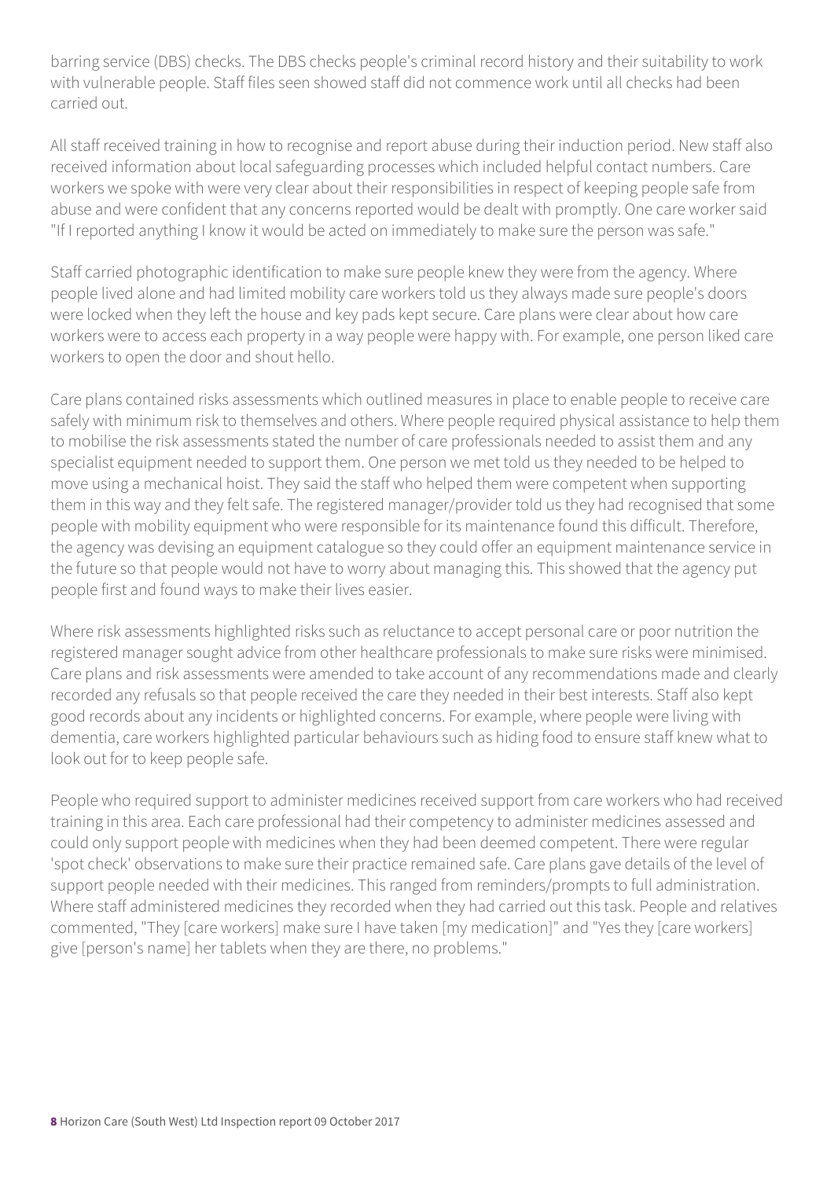barring service (DBS) checks. The DBS checks people's criminal record history and their suitability to work with vulnerable people. Staff files seen showed staff did not commence work until all checks had been carried out.

All staff received training in how to recognise and report abuse during their induction period. New staff also received information about local safeguarding processes which included helpful contact numbers. Care workers we spoke with were very clear about their responsibilities in respect of keeping people safe from abuse and were confident that any concerns reported would be dealt with promptly. One care worker said "If I reported anything I know it would be acted on immediately to make sure the person was safe."

Staff carried photographic identification to make sure people knew they were from the agency. Where people lived alone and had limited mobility care workers told us they always made sure people's doors were locked when they left the house and key pads kept secure. Care plans were clear about how care workers were to access each property in a way people were happy with. For example, one person liked care workers to open the door and shout hello.

Care plans contained risks assessments which outlined measures in place to enable people to receive care safely with minimum risk to themselves and others. Where people required physical assistance to help them to mobilise the risk assessments stated the number of care professionals needed to assist them and any specialist equipment needed to support them. One person we met told us they needed to be helped to move using a mechanical hoist. They said the staff who helped them were competent when supporting them in this way and they felt safe. The registered manager/provider told us they had recognised that some people with mobility equipment who were responsible for its maintenance found this difficult. Therefore, the agency was devising an equipment catalogue so they could offer an equipment maintenance service in the future so that people would not have to worry about managing this. This showed that the agency put people first and found ways to make their lives easier.

Where risk assessments highlighted risks such as reluctance to accept personal care or poor nutrition the registered manager sought advice from other healthcare professionals to make sure risks were minimised. Care plans and risk assessments were amended to take account of any recommendations made and clearly recorded any refusals so that people received the care they needed in their best interests. Staff also kept good records about any incidents or highlighted concerns. For example, where people were living with dementia, care workers highlighted particular behaviours such as hiding food to ensure staff knew what to look out for to keep people safe.

People who required support to administer medicines received support from care workers who had received training in this area. Each care professional had their competency to administer medicines assessed and could only support people with medicines when they had been deemed competent. There were regular 'spot check' observations to make sure their practice remained safe. Care plans gave details of the level of support people needed with their medicines. This ranged from reminders/prompts to full administration. Where staff administered medicines they recorded when they had carried out this task. People and relatives commented, "They [care workers] make sure I have taken [my medication]" and "Yes they [care workers] give [person's name] her tablets when they are there, no problems."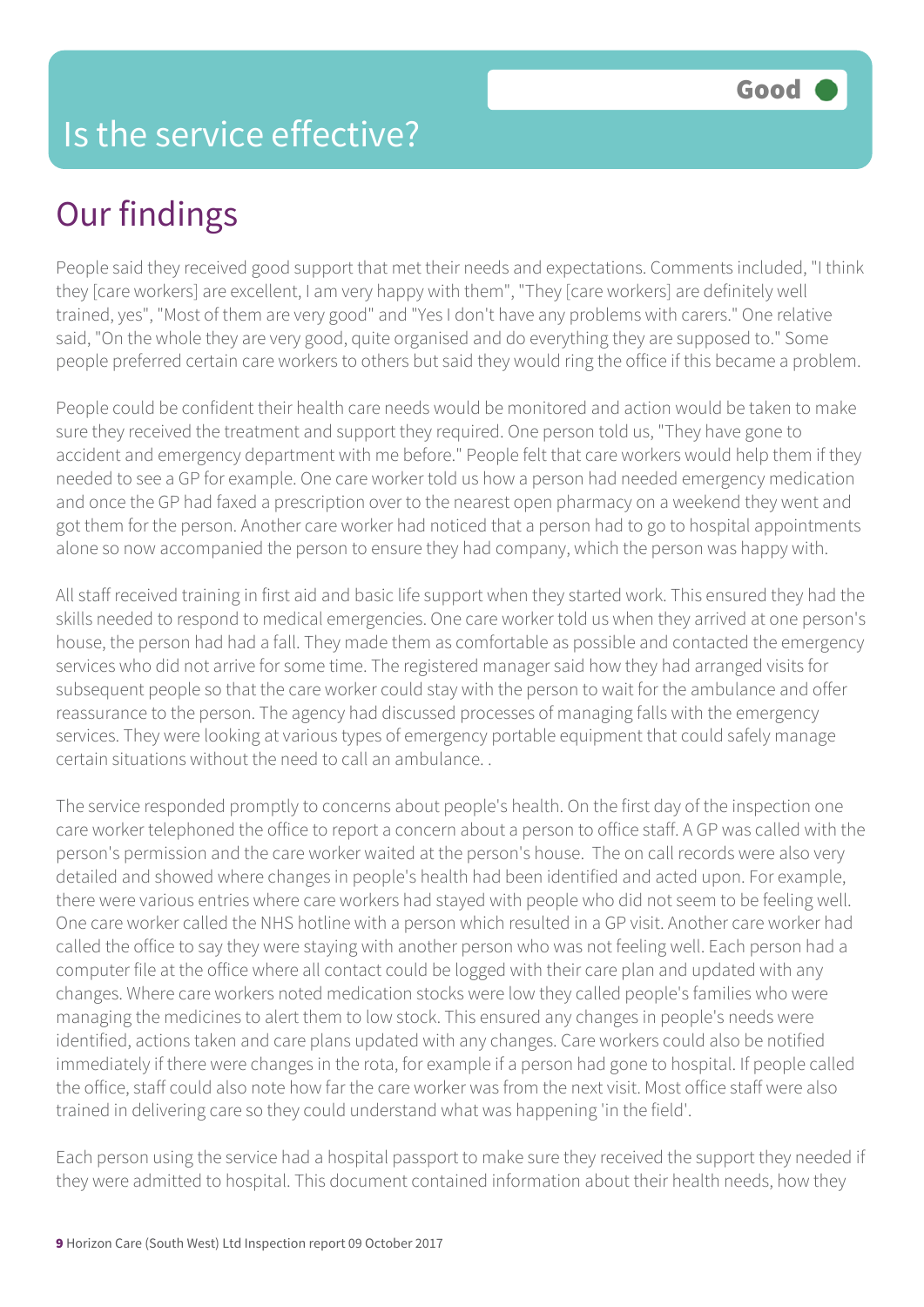# Is the service effective?

**Good**

## Our findings

People said they received good support that met their needs and expectations. Comments included, "I think they [care workers] are excellent, I am very happy with them", "They [care workers] are definitely well trained, yes", "Most of them are very good" and "Yes I don't have any problems with carers." One relative said, "On the whole they are very good, quite organised and do everything they are supposed to." Some people preferred certain care workers to others but said they would ring the office if this became a problem.

People could be confident their health care needs would be monitored and action would be taken to make sure they received the treatment and support they required. One person told us, "They have gone to accident and emergency department with me before." People felt that care workers would help them if they needed to see a GP for example. One care worker told us how a person had needed emergency medication and once the GP had faxed a prescription over to the nearest open pharmacy on a weekend they went and got them for the person. Another care worker had noticed that a person had to go to hospital appointments alone so now accompanied the person to ensure they had company, which the person was happy with.

All staff received training in first aid and basic life support when they started work. This ensured they had the skills needed to respond to medical emergencies. One care worker told us when they arrived at one person's house, the person had had a fall. They made them as comfortable as possible and contacted the emergency services who did not arrive for some time. The registered manager said how they had arranged visits for subsequent people so that the care worker could stay with the person to wait for the ambulance and offer reassurance to the person. The agency had discussed processes of managing falls with the emergency services. They were looking at various types of emergency portable equipment that could safely manage certain situations without the need to call an ambulance. .

The service responded promptly to concerns about people's health. On the first day of the inspection one care worker telephoned the office to report a concern about a person to office staff. A GP was called with the person's permission and the care worker waited at the person's house. The on call records were also very detailed and showed where changes in people's health had been identified and acted upon. For example, there were various entries where care workers had stayed with people who did not seem to be feeling well. One care worker called the NHS hotline with a person which resulted in a GP visit. Another care worker had called the office to say they were staying with another person who was not feeling well. Each person had a computer file at the office where all contact could be logged with their care plan and updated with any changes. Where care workers noted medication stocks were low they called people's families who were managing the medicines to alert them to low stock. This ensured any changes in people's needs were identified, actions taken and care plans updated with any changes. Care workers could also be notified immediately if there were changes in the rota, for example if a person had gone to hospital. If people called the office, staff could also note how far the care worker was from the next visit. Most office staff were also trained in delivering care so they could understand what was happening 'in the field'.

Each person using the service had a hospital passport to make sure they received the support they needed if they were admitted to hospital. This document contained information about their health needs, how they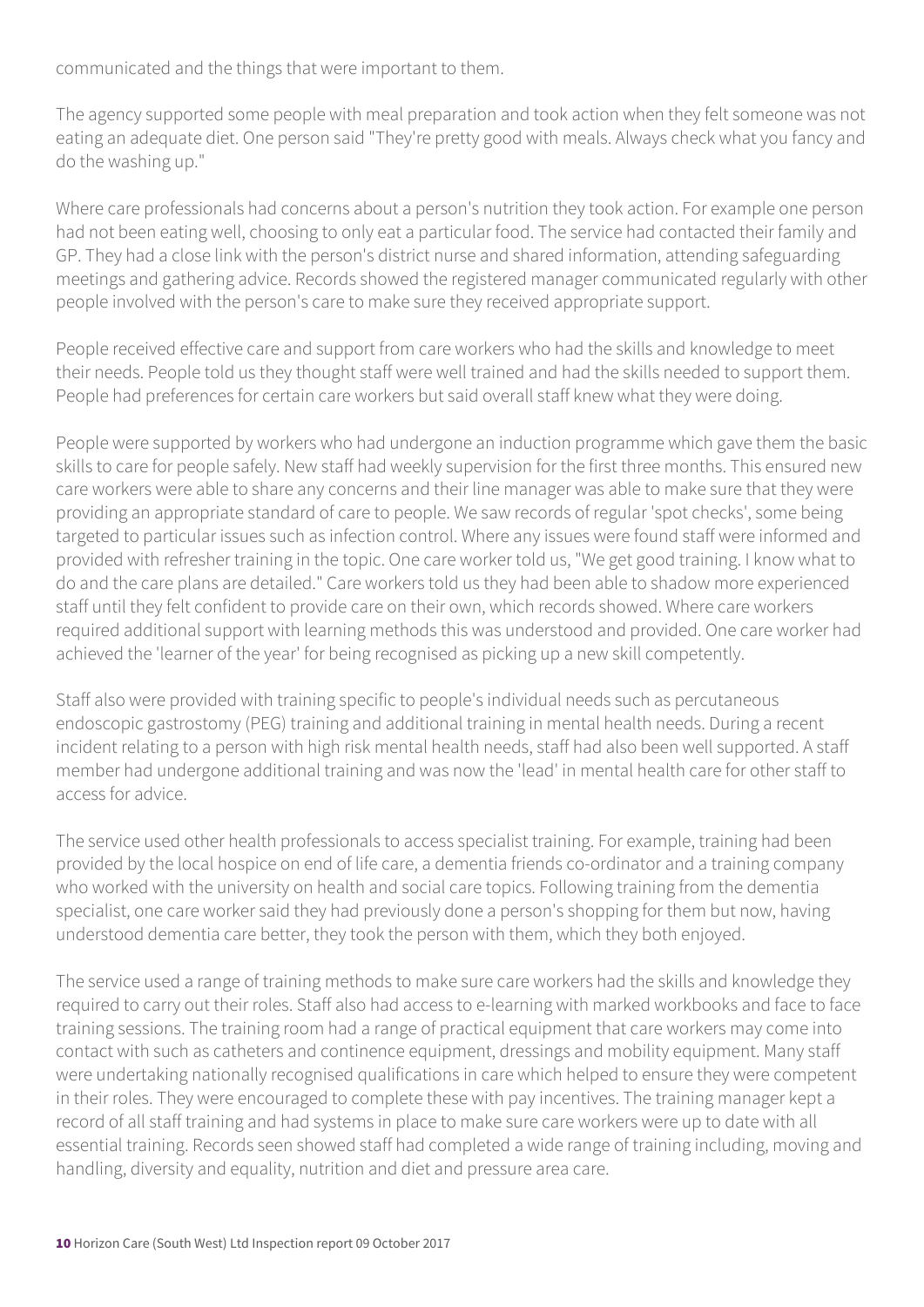communicated and the things that were important to them.

The agency supported some people with meal preparation and took action when they felt someone was not eating an adequate diet. One person said "They're pretty good with meals. Always check what you fancy and do the washing up."

Where care professionals had concerns about a person's nutrition they took action. For example one person had not been eating well, choosing to only eat a particular food. The service had contacted their family and GP. They had a close link with the person's district nurse and shared information, attending safeguarding meetings and gathering advice. Records showed the registered manager communicated regularly with other people involved with the person's care to make sure they received appropriate support.

People received effective care and support from care workers who had the skills and knowledge to meet their needs. People told us they thought staff were well trained and had the skills needed to support them. People had preferences for certain care workers but said overall staff knew what they were doing.

People were supported by workers who had undergone an induction programme which gave them the basic skills to care for people safely. New staff had weekly supervision for the first three months. This ensured new care workers were able to share any concerns and their line manager was able to make sure that they were providing an appropriate standard of care to people. We saw records of regular 'spot checks', some being targeted to particular issues such as infection control. Where any issues were found staff were informed and provided with refresher training in the topic. One care worker told us, "We get good training. I know what to do and the care plans are detailed." Care workers told us they had been able to shadow more experienced staff until they felt confident to provide care on their own, which records showed. Where care workers required additional support with learning methods this was understood and provided. One care worker had achieved the 'learner of the year' for being recognised as picking up a new skill competently.

Staff also were provided with training specific to people's individual needs such as percutaneous endoscopic gastrostomy (PEG) training and additional training in mental health needs. During a recent incident relating to a person with high risk mental health needs, staff had also been well supported. A staff member had undergone additional training and was now the 'lead' in mental health care for other staff to access for advice.

The service used other health professionals to access specialist training. For example, training had been provided by the local hospice on end of life care, a dementia friends co-ordinator and a training company who worked with the university on health and social care topics. Following training from the dementia specialist, one care worker said they had previously done a person's shopping for them but now, having understood dementia care better, they took the person with them, which they both enjoyed.

The service used a range of training methods to make sure care workers had the skills and knowledge they required to carry out their roles. Staff also had access to e-learning with marked workbooks and face to face training sessions. The training room had a range of practical equipment that care workers may come into contact with such as catheters and continence equipment, dressings and mobility equipment. Many staff were undertaking nationally recognised qualifications in care which helped to ensure they were competent in their roles. They were encouraged to complete these with pay incentives. The training manager kept a record of all staff training and had systems in place to make sure care workers were up to date with all essential training. Records seen showed staff had completed a wide range of training including, moving and handling, diversity and equality, nutrition and diet and pressure area care.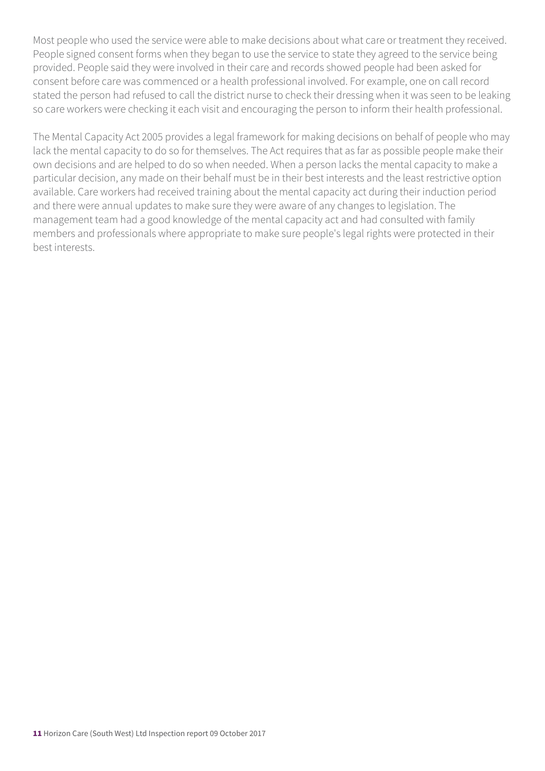Most people who used the service were able to make decisions about what care or treatment they received. People signed consent forms when they began to use the service to state they agreed to the service being provided. People said they were involved in their care and records showed people had been asked for consent before care was commenced or a health professional involved. For example, one on call record stated the person had refused to call the district nurse to check their dressing when it was seen to be leaking so care workers were checking it each visit and encouraging the person to inform their health professional.

The Mental Capacity Act 2005 provides a legal framework for making decisions on behalf of people who may lack the mental capacity to do so for themselves. The Act requires that as far as possible people make their own decisions and are helped to do so when needed. When a person lacks the mental capacity to make a particular decision, any made on their behalf must be in their best interests and the least restrictive option available. Care workers had received training about the mental capacity act during their induction period and there were annual updates to make sure they were aware of any changes to legislation. The management team had a good knowledge of the mental capacity act and had consulted with family members and professionals where appropriate to make sure people's legal rights were protected in their best interests.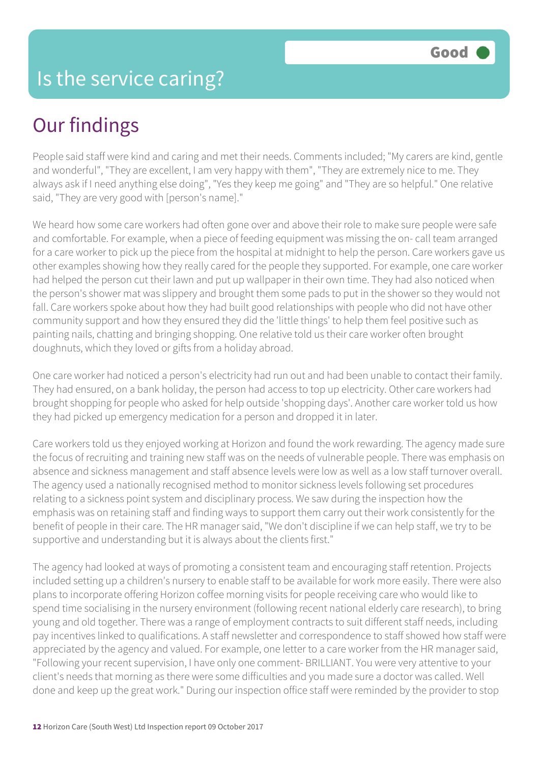# Is the service caring?

Good

## Our findings

People said staff were kind and caring and met their needs. Comments included; "My carers are kind, gentle and wonderful", "They are excellent, I am very happy with them", "They are extremely nice to me. They always ask if I need anything else doing", "Yes they keep me going" and "They are so helpful." One relative said, "They are very good with [person's name]."

We heard how some care workers had often gone over and above their role to make sure people were safe and comfortable. For example, when a piece of feeding equipment was missing the on- call team arranged for a care worker to pick up the piece from the hospital at midnight to help the person. Care workers gave us other examples showing how they really cared for the people they supported. For example, one care worker had helped the person cut their lawn and put up wallpaper in their own time. They had also noticed when the person's shower mat was slippery and brought them some pads to put in the shower so they would not fall. Care workers spoke about how they had built good relationships with people who did not have other community support and how they ensured they did the 'little things' to help them feel positive such as painting nails, chatting and bringing shopping. One relative told us their care worker often brought doughnuts, which they loved or gifts from a holiday abroad.

One care worker had noticed a person's electricity had run out and had been unable to contact their family. They had ensured, on a bank holiday, the person had access to top up electricity. Other care workers had brought shopping for people who asked for help outside 'shopping days'. Another care worker told us how they had picked up emergency medication for a person and dropped it in later.

Care workers told us they enjoyed working at Horizon and found the work rewarding. The agency made sure the focus of recruiting and training new staff was on the needs of vulnerable people. There was emphasis on absence and sickness management and staff absence levels were low as well as a low staff turnover overall. The agency used a nationally recognised method to monitor sickness levels following set procedures relating to a sickness point system and disciplinary process. We saw during the inspection how the emphasis was on retaining staff and finding ways to support them carry out their work consistently for the benefit of people in their care. The HR manager said, "We don't discipline if we can help staff, we try to be supportive and understanding but it is always about the clients first."

The agency had looked at ways of promoting a consistent team and encouraging staff retention. Projects included setting up a children's nursery to enable staff to be available for work more easily. There were also plans to incorporate offering Horizon coffee morning visits for people receiving care who would like to spend time socialising in the nursery environment (following recent national elderly care research), to bring young and old together. There was a range of employment contracts to suit different staff needs, including pay incentives linked to qualifications. A staff newsletter and correspondence to staff showed how staff were appreciated by the agency and valued. For example, one letter to a care worker from the HR manager said, "Following your recent supervision, I have only one comment- BRILLIANT. You were very attentive to your client's needs that morning as there were some difficulties and you made sure a doctor was called. Well done and keep up the great work." During our inspection office staff were reminded by the provider to stop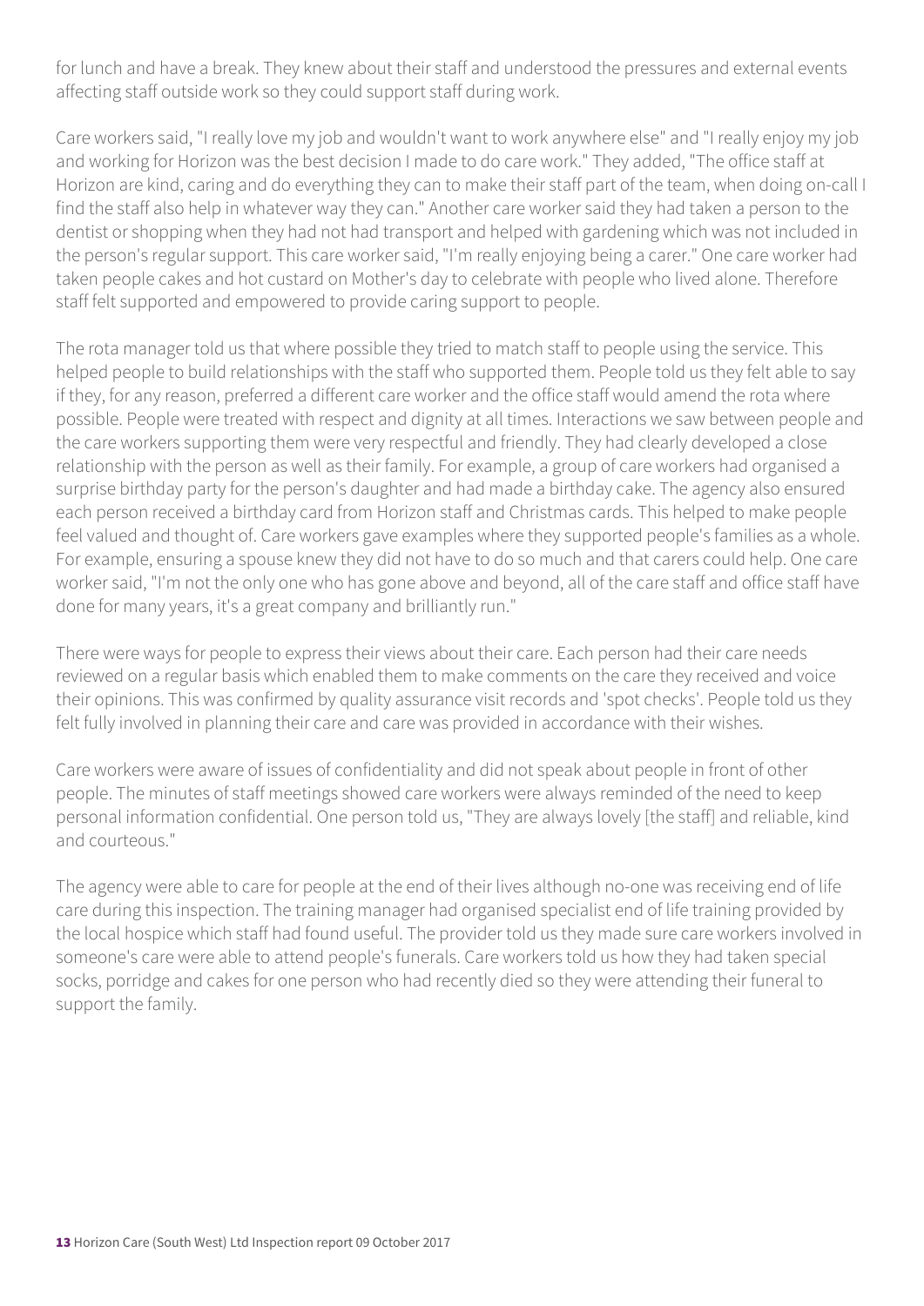for lunch and have a break. They knew about their staff and understood the pressures and external events affecting staff outside work so they could support staff during work.

Care workers said, "I really love my job and wouldn't want to work anywhere else" and "I really enjoy my job and working for Horizon was the best decision I made to do care work." They added, "The office staff at Horizon are kind, caring and do everything they can to make their staff part of the team, when doing on-call I find the staff also help in whatever way they can." Another care worker said they had taken a person to the dentist or shopping when they had not had transport and helped with gardening which was not included in the person's regular support. This care worker said, "I'm really enjoying being a carer." One care worker had taken people cakes and hot custard on Mother's day to celebrate with people who lived alone. Therefore staff felt supported and empowered to provide caring support to people.

The rota manager told us that where possible they tried to match staff to people using the service. This helped people to build relationships with the staff who supported them. People told us they felt able to say if they, for any reason, preferred a different care worker and the office staff would amend the rota where possible. People were treated with respect and dignity at all times. Interactions we saw between people and the care workers supporting them were very respectful and friendly. They had clearly developed a close relationship with the person as well as their family. For example, a group of care workers had organised a surprise birthday party for the person's daughter and had made a birthday cake. The agency also ensured each person received a birthday card from Horizon staff and Christmas cards. This helped to make people feel valued and thought of. Care workers gave examples where they supported people's families as a whole. For example, ensuring a spouse knew they did not have to do so much and that carers could help. One care worker said, "I'm not the only one who has gone above and beyond, all of the care staff and office staff have done for many years, it's a great company and brilliantly run."

There were ways for people to express their views about their care. Each person had their care needs reviewed on a regular basis which enabled them to make comments on the care they received and voice their opinions. This was confirmed by quality assurance visit records and 'spot checks'. People told us they felt fully involved in planning their care and care was provided in accordance with their wishes.

Care workers were aware of issues of confidentiality and did not speak about people in front of other people. The minutes of staff meetings showed care workers were always reminded of the need to keep personal information confidential. One person told us, "They are always lovely [the staff] and reliable, kind and courteous."

The agency were able to care for people at the end of their lives although no-one was receiving end of life care during this inspection. The training manager had organised specialist end of life training provided by the local hospice which staff had found useful. The provider told us they made sure care workers involved in someone's care were able to attend people's funerals. Care workers told us how they had taken special socks, porridge and cakes for one person who had recently died so they were attending their funeral to support the family.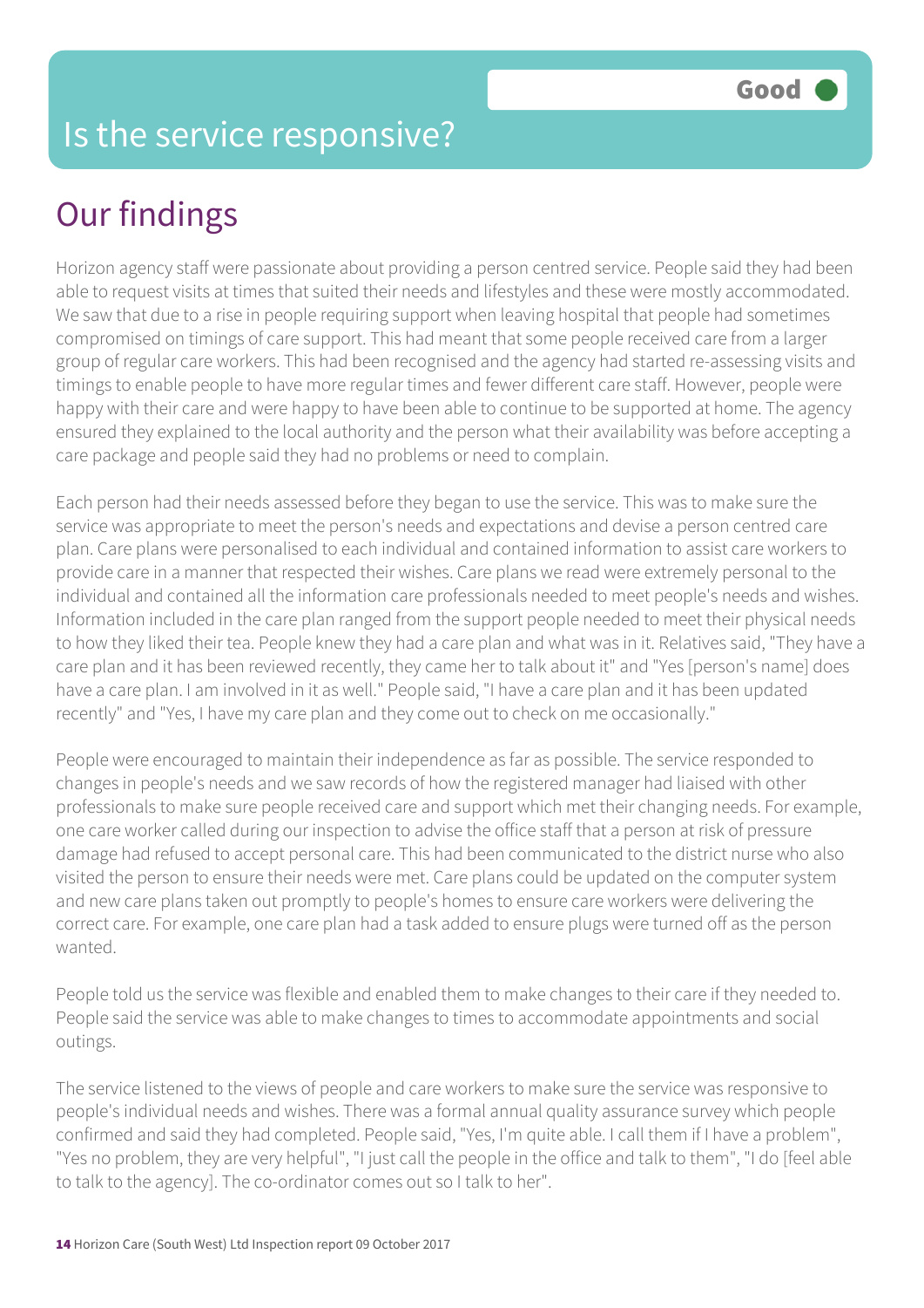# Is the service responsive?

**Good**

## Our findings

Horizon agency staff were passionate about providing a person centred service. People said they had been able to request visits at times that suited their needs and lifestyles and these were mostly accommodated. We saw that due to a rise in people requiring support when leaving hospital that people had sometimes compromised on timings of care support. This had meant that some people received care from a larger group of regular care workers. This had been recognised and the agency had started re-assessing visits and timings to enable people to have more regular times and fewer different care staff. However, people were happy with their care and were happy to have been able to continue to be supported at home. The agency ensured they explained to the local authority and the person what their availability was before accepting a care package and people said they had no problems or need to complain.

Each person had their needs assessed before they began to use the service. This was to make sure the service was appropriate to meet the person's needs and expectations and devise a person centred care plan. Care plans were personalised to each individual and contained information to assist care workers to provide care in a manner that respected their wishes. Care plans we read were extremely personal to the individual and contained all the information care professionals needed to meet people's needs and wishes. Information included in the care plan ranged from the support people needed to meet their physical needs to how they liked their tea. People knew they had a care plan and what was in it. Relatives said, "They have a care plan and it has been reviewed recently, they came her to talk about it" and "Yes [person's name] does have a care plan. I am involved in it as well." People said, "I have a care plan and it has been updated recently" and "Yes, I have my care plan and they come out to check on me occasionally."

People were encouraged to maintain their independence as far as possible. The service responded to changes in people's needs and we saw records of how the registered manager had liaised with other professionals to make sure people received care and support which met their changing needs. For example, one care worker called during our inspection to advise the office staff that a person at risk of pressure damage had refused to accept personal care. This had been communicated to the district nurse who also visited the person to ensure their needs were met. Care plans could be updated on the computer system and new care plans taken out promptly to people's homes to ensure care workers were delivering the correct care. For example, one care plan had a task added to ensure plugs were turned off as the person wanted.

People told us the service was flexible and enabled them to make changes to their care if they needed to. People said the service was able to make changes to times to accommodate appointments and social outings.

The service listened to the views of people and care workers to make sure the service was responsive to people's individual needs and wishes. There was a formal annual quality assurance survey which people confirmed and said they had completed. People said, "Yes, I'm quite able. I call them if I have a problem", "Yes no problem, they are very helpful", "I just call the people in the office and talk to them", "I do [feel able to talk to the agency]. The co-ordinator comes out so I talk to her".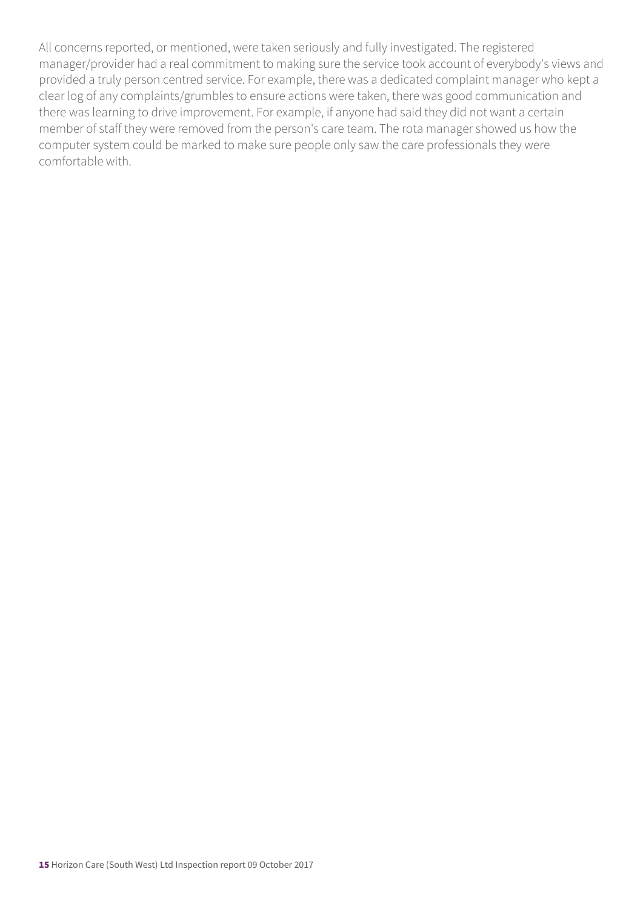All concerns reported, or mentioned, were taken seriously and fully investigated. The registered manager/provider had a real commitment to making sure the service took account of everybody's views and provided a truly person centred service. For example, there was a dedicated complaint manager who kept a clear log of any complaints/grumbles to ensure actions were taken, there was good communication and there was learning to drive improvement. For example, if anyone had said they did not want a certain member of staff they were removed from the person's care team. The rota manager showed us how the computer system could be marked to make sure people only saw the care professionals they were comfortable with.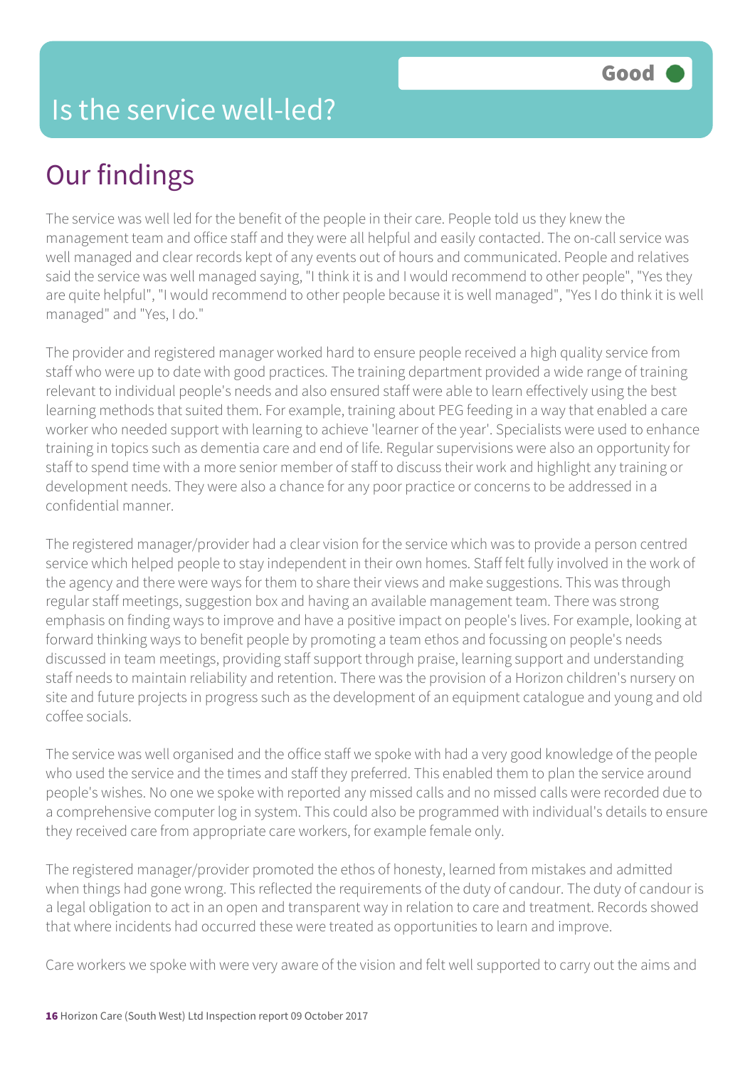# Is the service well-led?

**Good**

## Our findings

The service was well led for the benefit of the people in their care. People told us they knew the management team and office staff and they were all helpful and easily contacted. The on-call service was well managed and clear records kept of any events out of hours and communicated. People and relatives said the service was well managed saying, "I think it is and I would recommend to other people", "Yes they are quite helpful", "I would recommend to other people because it is well managed", "Yes I do think it is well managed" and "Yes, I do."

The provider and registered manager worked hard to ensure people received a high quality service from staff who were up to date with good practices. The training department provided a wide range of training relevant to individual people's needs and also ensured staff were able to learn effectively using the best learning methods that suited them. For example, training about PEG feeding in a way that enabled a care worker who needed support with learning to achieve 'learner of the year'. Specialists were used to enhance training in topics such as dementia care and end of life. Regular supervisions were also an opportunity for staff to spend time with a more senior member of staff to discuss their work and highlight any training or development needs. They were also a chance for any poor practice or concerns to be addressed in a confidential manner.

The registered manager/provider had a clear vision for the service which was to provide a person centred service which helped people to stay independent in their own homes. Staff felt fully involved in the work of the agency and there were ways for them to share their views and make suggestions. This was through regular staff meetings, suggestion box and having an available management team. There was strong emphasis on finding ways to improve and have a positive impact on people's lives. For example, looking at forward thinking ways to benefit people by promoting a team ethos and focussing on people's needs discussed in team meetings, providing staff support through praise, learning support and understanding staff needs to maintain reliability and retention. There was the provision of a Horizon children's nursery on site and future projects in progress such as the development of an equipment catalogue and young and old coffee socials.

The service was well organised and the office staff we spoke with had a very good knowledge of the people who used the service and the times and staff they preferred. This enabled them to plan the service around people's wishes. No one we spoke with reported any missed calls and no missed calls were recorded due to a comprehensive computer log in system. This could also be programmed with individual's details to ensure they received care from appropriate care workers, for example female only.

The registered manager/provider promoted the ethos of honesty, learned from mistakes and admitted when things had gone wrong. This reflected the requirements of the duty of candour. The duty of candour is a legal obligation to act in an open and transparent way in relation to care and treatment. Records showed that where incidents had occurred these were treated as opportunities to learn and improve.

Care workers we spoke with were very aware of the vision and felt well supported to carry out the aims and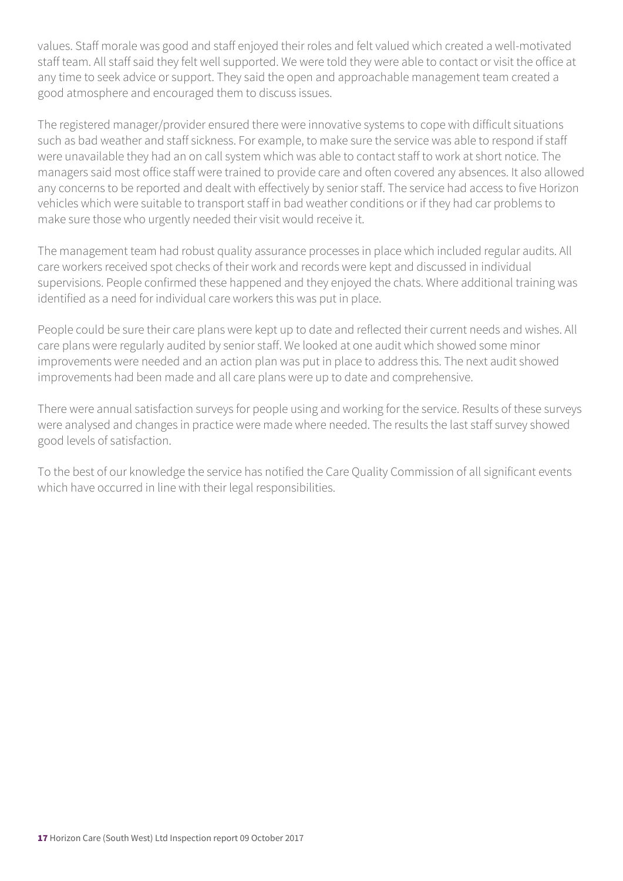values. Staff morale was good and staff enjoyed their roles and felt valued which created a well-motivated staff team. All staff said they felt well supported. We were told they were able to contact or visit the office at any time to seek advice or support. They said the open and approachable management team created a good atmosphere and encouraged them to discuss issues.

The registered manager/provider ensured there were innovative systems to cope with difficult situations such as bad weather and staff sickness. For example, to make sure the service was able to respond if staff were unavailable they had an on call system which was able to contact staff to work at short notice. The managers said most office staff were trained to provide care and often covered any absences. It also allowed any concerns to be reported and dealt with effectively by senior staff. The service had access to five Horizon vehicles which were suitable to transport staff in bad weather conditions or if they had car problems to make sure those who urgently needed their visit would receive it.

The management team had robust quality assurance processes in place which included regular audits. All care workers received spot checks of their work and records were kept and discussed in individual supervisions. People confirmed these happened and they enjoyed the chats. Where additional training was identified as a need for individual care workers this was put in place.

People could be sure their care plans were kept up to date and reflected their current needs and wishes. All care plans were regularly audited by senior staff. We looked at one audit which showed some minor improvements were needed and an action plan was put in place to address this. The next audit showed improvements had been made and all care plans were up to date and comprehensive.

There were annual satisfaction surveys for people using and working for the service. Results of these surveys were analysed and changes in practice were made where needed. The results the last staff survey showed good levels of satisfaction.

To the best of our knowledge the service has notified the Care Quality Commission of all significant events which have occurred in line with their legal responsibilities.